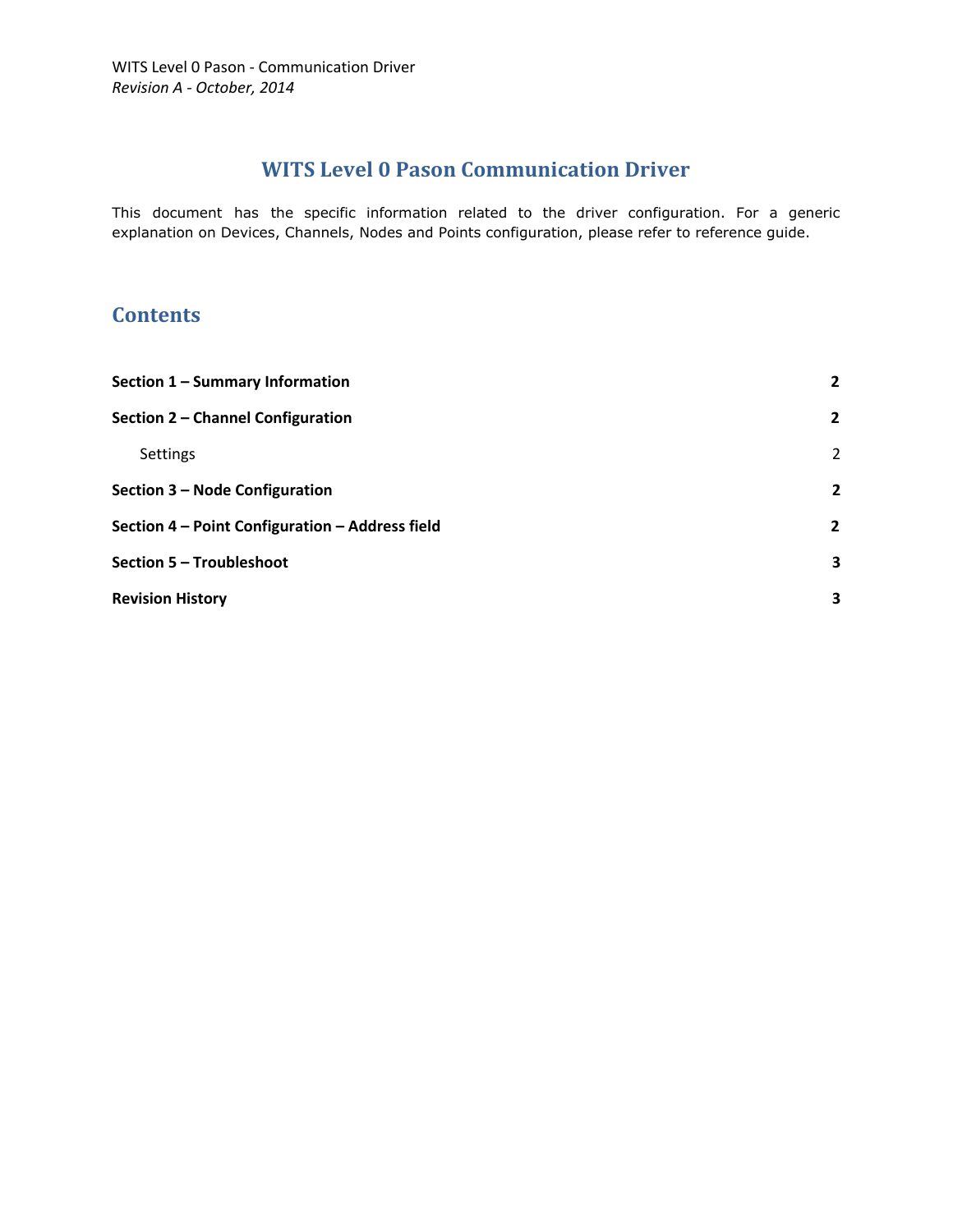# WITS Level 0 Pason Communication Driver

This document has the specific information related to the driver configuration. For a generic explanation on Devices, Channels, Nodes and Points configuration, please refer to reference guide.

## Contents

| | |
|---|---|
| **Section 1 – Summary Information** | **2** |
| **Section 2 – Channel Configuration** | **2** |
| Settings | 2 |
| **Section 3 – Node Configuration** | **2** |
| **Section 4 – Point Configuration – Address field** | **2** |
| **Section 5 – Troubleshoot** | **3** |
| **Revision History** | **3** |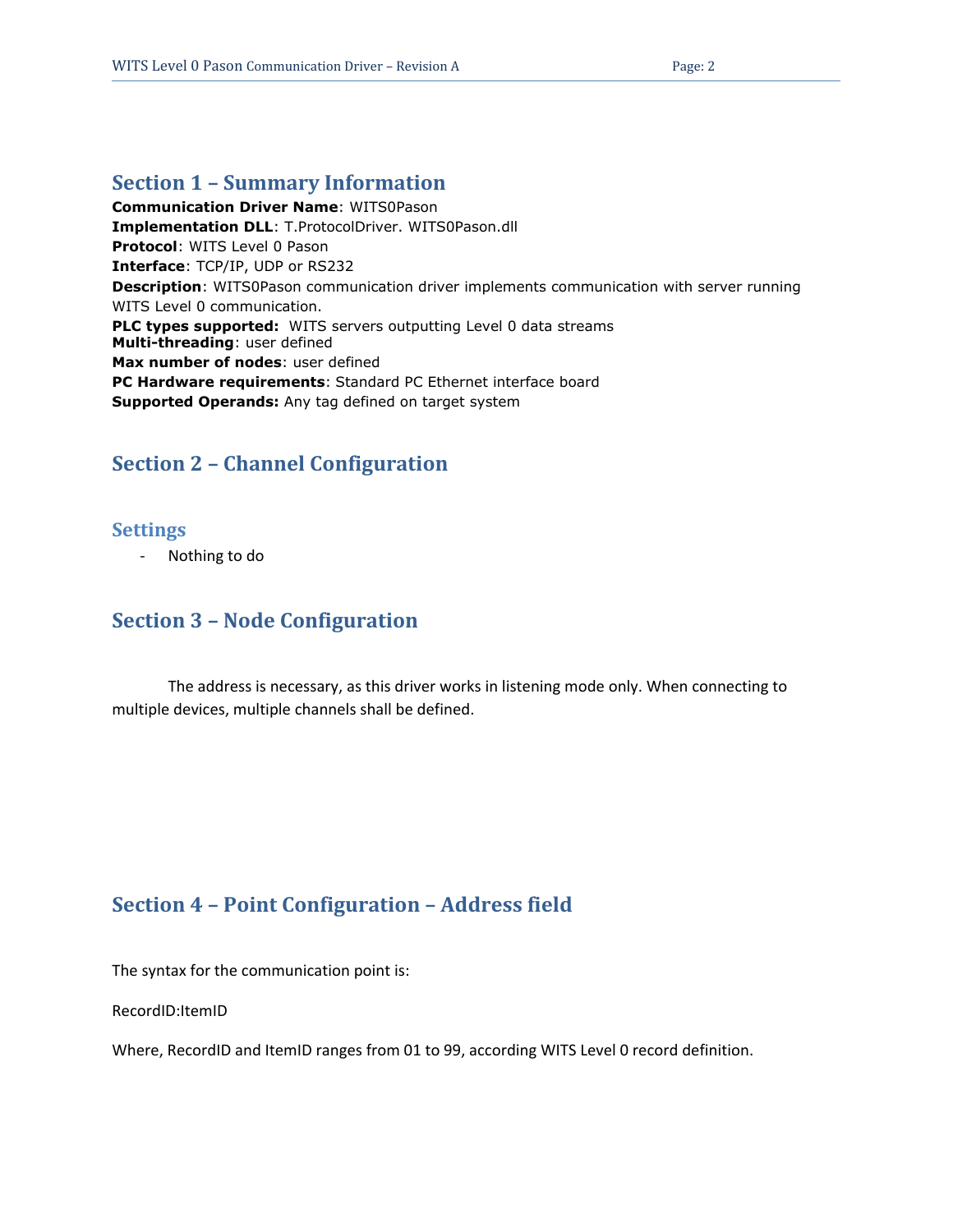## Section 1 – Summary Information

**Communication Driver Name**: WITS0Pason
**Implementation DLL**: T.ProtocolDriver. WITS0Pason.dll
**Protocol**: WITS Level 0 Pason
**Interface**: TCP/IP, UDP or RS232
**Description**: WITS0Pason communication driver implements communication with server running WITS Level 0 communication.
**PLC types supported:** WITS servers outputting Level 0 data streams
**Multi-threading**: user defined
**Max number of nodes**: user defined
**PC Hardware requirements**: Standard PC Ethernet interface board
**Supported Operands:** Any tag defined on target system

## Section 2 – Channel Configuration

### Settings

- Nothing to do

## Section 3 – Node Configuration

The address is necessary, as this driver works in listening mode only. When connecting to multiple devices, multiple channels shall be defined.

## Section 4 – Point Configuration – Address field

The syntax for the communication point is:

RecordID:ItemID

Where, RecordID and ItemID ranges from 01 to 99, according WITS Level 0 record definition.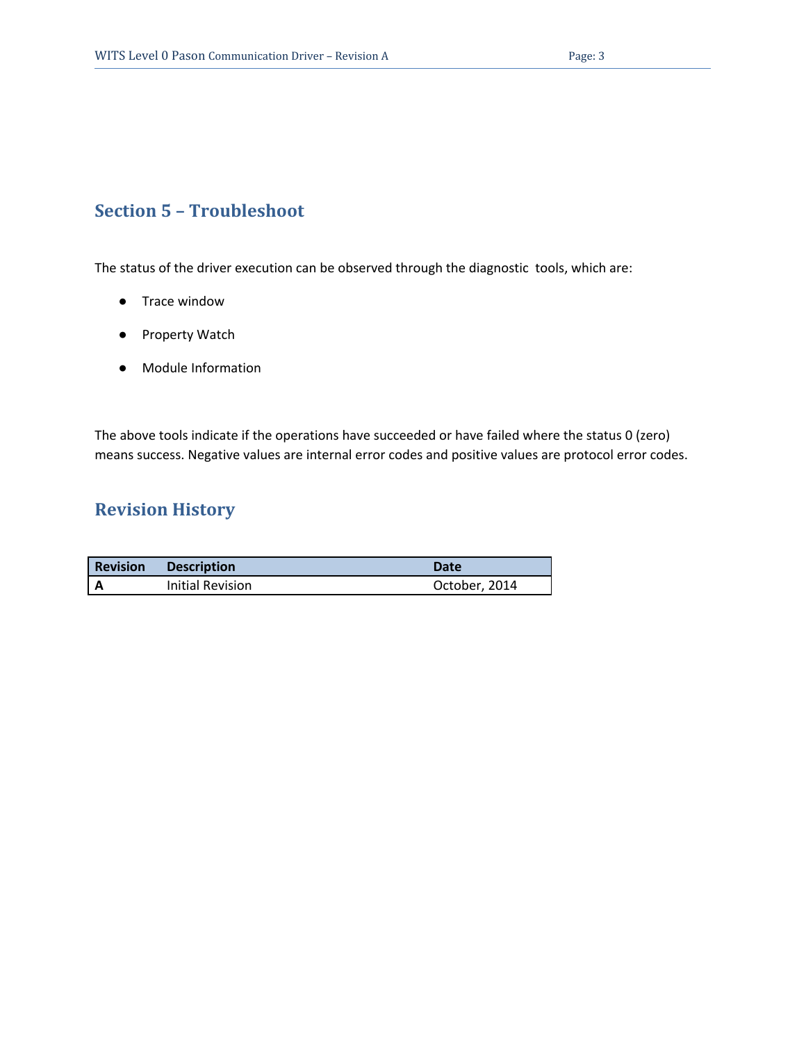## Section 5 – Troubleshoot

The status of the driver execution can be observed through the diagnostic tools, which are:

- Trace window
- Property Watch
- Module Information

The above tools indicate if the operations have succeeded or have failed where the status 0 (zero) means success. Negative values are internal error codes and positive values are protocol error codes.

## Revision History

| Revision | Description | Date |
| --- | --- | --- |
| **A** | Initial Revision | October, 2014 |